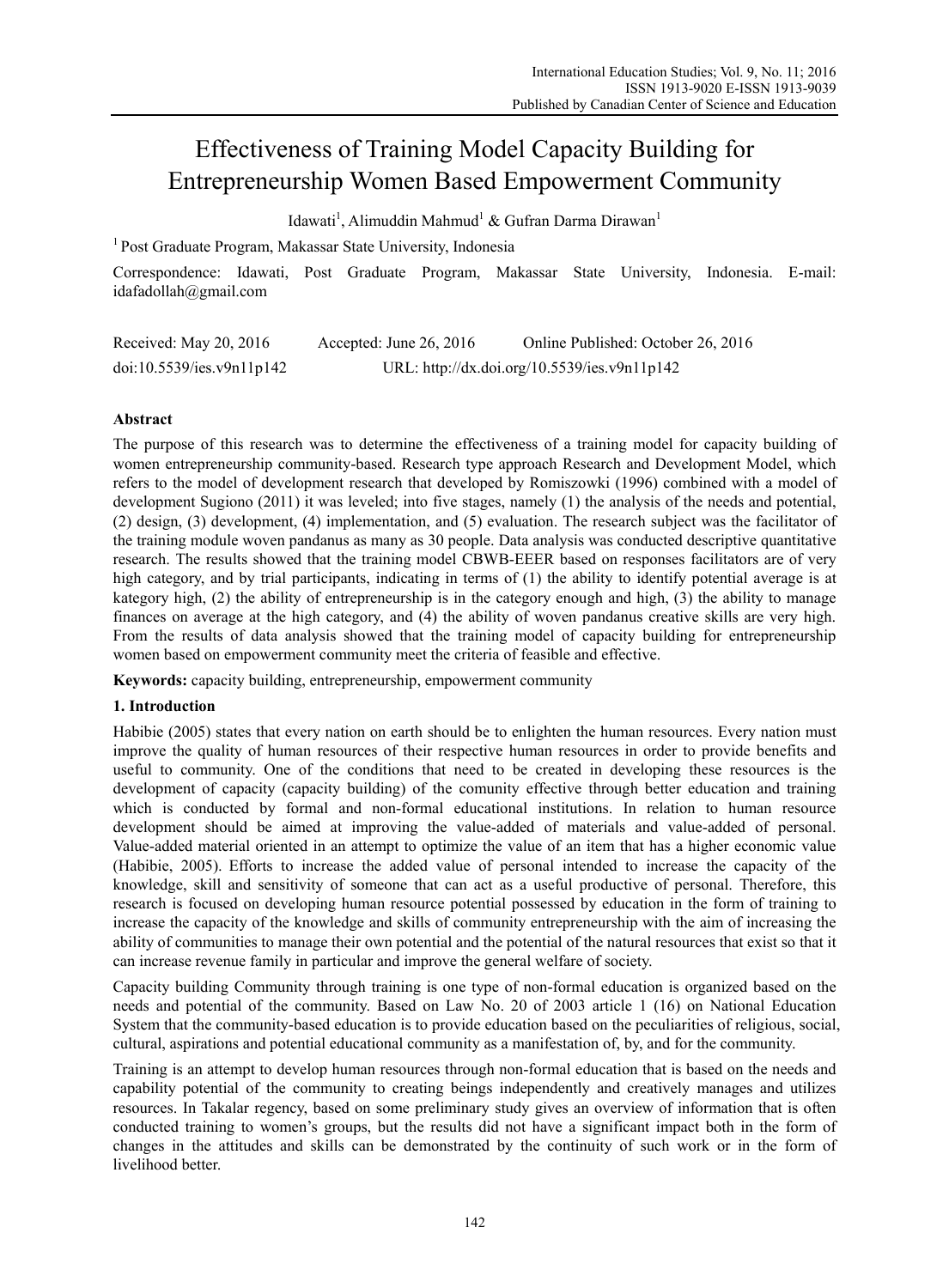# Effectiveness of Training Model Capacity Building for Entrepreneurship Women Based Empowerment Community

Idawati[1], Alimuddin Mahmud[1] & Gufran Darma Dirawan[1]

[1] Post Graduate Program, Makassar State University, Indonesia

Correspondence: Idawati, Post Graduate Program, Makassar State University, Indonesia. E-mail: idafadollah@gmail.com

Received: May 20, 2016 Accepted: June 26, 2016 Online Published: October 26, 2016

doi:10.5539/ies.v9n11p142 URL: http://dx.doi.org/10.5539/ies.v9n11p142

## Abstract

The purpose of this research was to determine the effectiveness of a training model for capacity building of women entrepreneurship community-based. Research type approach Research and Development Model, which refers to the model of development research that developed by Romiszowki (1996) combined with a model of development Sugiono (2011) it was leveled; into five stages, namely (1) the analysis of the needs and potential, (2) design, (3) development, (4) implementation, and (5) evaluation. The research subject was the facilitator of the training module woven pandanus as many as 30 people. Data analysis was conducted descriptive quantitative research. The results showed that the training model CBWB-EEER based on responses facilitators are of very high category, and by trial participants, indicating in terms of (1) the ability to identify potential average is at kategory high, (2) the ability of entrepreneurship is in the category enough and high, (3) the ability to manage finances on average at the high category, and (4) the ability of woven pandanus creative skills are very high. From the results of data analysis showed that the training model of capacity building for entrepreneurship women based on empowerment community meet the criteria of feasible and effective.

**Keywords:** capacity building, entrepreneurship, empowerment community

## 1. Introduction

Habibie (2005) states that every nation on earth should be to enlighten the human resources. Every nation must improve the quality of human resources of their respective human resources in order to provide benefits and useful to community. One of the conditions that need to be created in developing these resources is the development of capacity (capacity building) of the comunity effective through better education and training which is conducted by formal and non-formal educational institutions. In relation to human resource development should be aimed at improving the value-added of materials and value-added of personal. Value-added material oriented in an attempt to optimize the value of an item that has a higher economic value (Habibie, 2005). Efforts to increase the added value of personal intended to increase the capacity of the knowledge, skill and sensitivity of someone that can act as a useful productive of personal. Therefore, this research is focused on developing human resource potential possessed by education in the form of training to increase the capacity of the knowledge and skills of community entrepreneurship with the aim of increasing the ability of communities to manage their own potential and the potential of the natural resources that exist so that it can increase revenue family in particular and improve the general welfare of society.

Capacity building Community through training is one type of non-formal education is organized based on the needs and potential of the community. Based on Law No. 20 of 2003 article 1 (16) on National Education System that the community-based education is to provide education based on the peculiarities of religious, social, cultural, aspirations and potential educational community as a manifestation of, by, and for the community.

Training is an attempt to develop human resources through non-formal education that is based on the needs and capability potential of the community to creating beings independently and creatively manages and utilizes resources. In Takalar regency, based on some preliminary study gives an overview of information that is often conducted training to women's groups, but the results did not have a significant impact both in the form of changes in the attitudes and skills can be demonstrated by the continuity of such work or in the form of livelihood better.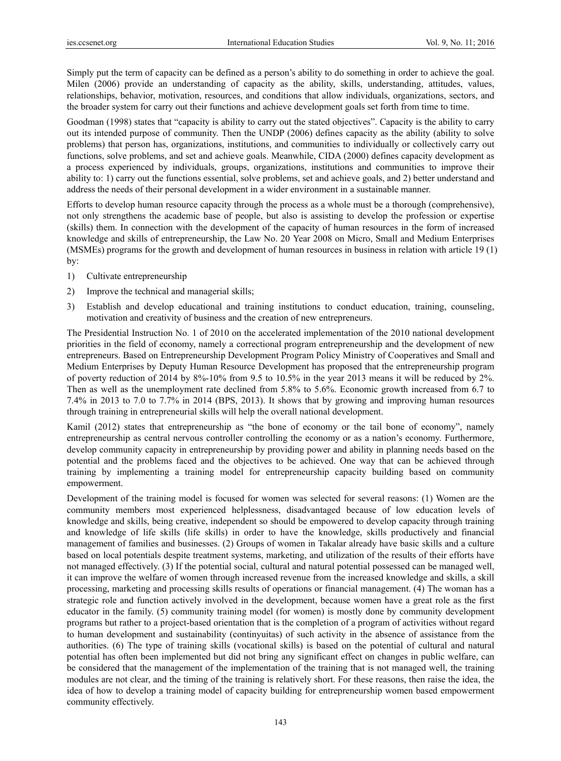Simply put the term of capacity can be defined as a person's ability to do something in order to achieve the goal. Milen (2006) provide an understanding of capacity as the ability, skills, understanding, attitudes, values, relationships, behavior, motivation, resources, and conditions that allow individuals, organizations, sectors, and the broader system for carry out their functions and achieve development goals set forth from time to time.

Goodman (1998) states that "capacity is ability to carry out the stated objectives". Capacity is the ability to carry out its intended purpose of community. Then the UNDP (2006) defines capacity as the ability (ability to solve problems) that person has, organizations, institutions, and communities to individually or collectively carry out functions, solve problems, and set and achieve goals. Meanwhile, CIDA (2000) defines capacity development as a process experienced by individuals, groups, organizations, institutions and communities to improve their ability to: 1) carry out the functions essential, solve problems, set and achieve goals, and 2) better understand and address the needs of their personal development in a wider environment in a sustainable manner.

Efforts to develop human resource capacity through the process as a whole must be a thorough (comprehensive), not only strengthens the academic base of people, but also is assisting to develop the profession or expertise (skills) them. In connection with the development of the capacity of human resources in the form of increased knowledge and skills of entrepreneurship, the Law No. 20 Year 2008 on Micro, Small and Medium Enterprises (MSMEs) programs for the growth and development of human resources in business in relation with article 19 (1) by:

1) Cultivate entrepreneurship
2) Improve the technical and managerial skills;
3) Establish and develop educational and training institutions to conduct education, training, counseling, motivation and creativity of business and the creation of new entrepreneurs.

The Presidential Instruction No. 1 of 2010 on the accelerated implementation of the 2010 national development priorities in the field of economy, namely a correctional program entrepreneurship and the development of new entrepreneurs. Based on Entrepreneurship Development Program Policy Ministry of Cooperatives and Small and Medium Enterprises by Deputy Human Resource Development has proposed that the entrepreneurship program of poverty reduction of 2014 by 8%-10% from 9.5 to 10.5% in the year 2013 means it will be reduced by 2%. Then as well as the unemployment rate declined from 5.8% to 5.6%. Economic growth increased from 6.7 to 7.4% in 2013 to 7.0 to 7.7% in 2014 (BPS, 2013). It shows that by growing and improving human resources through training in entrepreneurial skills will help the overall national development.

Kamil (2012) states that entrepreneurship as "the bone of economy or the tail bone of economy", namely entrepreneurship as central nervous controller controlling the economy or as a nation's economy. Furthermore, develop community capacity in entrepreneurship by providing power and ability in planning needs based on the potential and the problems faced and the objectives to be achieved. One way that can be achieved through training by implementing a training model for entrepreneurship capacity building based on community empowerment.

Development of the training model is focused for women was selected for several reasons: (1) Women are the community members most experienced helplessness, disadvantaged because of low education levels of knowledge and skills, being creative, independent so should be empowered to develop capacity through training and knowledge of life skills (life skills) in order to have the knowledge, skills productively and financial management of families and businesses. (2) Groups of women in Takalar already have basic skills and a culture based on local potentials despite treatment systems, marketing, and utilization of the results of their efforts have not managed effectively. (3) If the potential social, cultural and natural potential possessed can be managed well, it can improve the welfare of women through increased revenue from the increased knowledge and skills, a skill processing, marketing and processing skills results of operations or financial management. (4) The woman has a strategic role and function actively involved in the development, because women have a great role as the first educator in the family. (5) community training model (for women) is mostly done by community development programs but rather to a project-based orientation that is the completion of a program of activities without regard to human development and sustainability (continyuitas) of such activity in the absence of assistance from the authorities. (6) The type of training skills (vocational skills) is based on the potential of cultural and natural potential has often been implemented but did not bring any significant effect on changes in public welfare, can be considered that the management of the implementation of the training that is not managed well, the training modules are not clear, and the timing of the training is relatively short. For these reasons, then raise the idea, the idea of how to develop a training model of capacity building for entrepreneurship women based empowerment community effectively.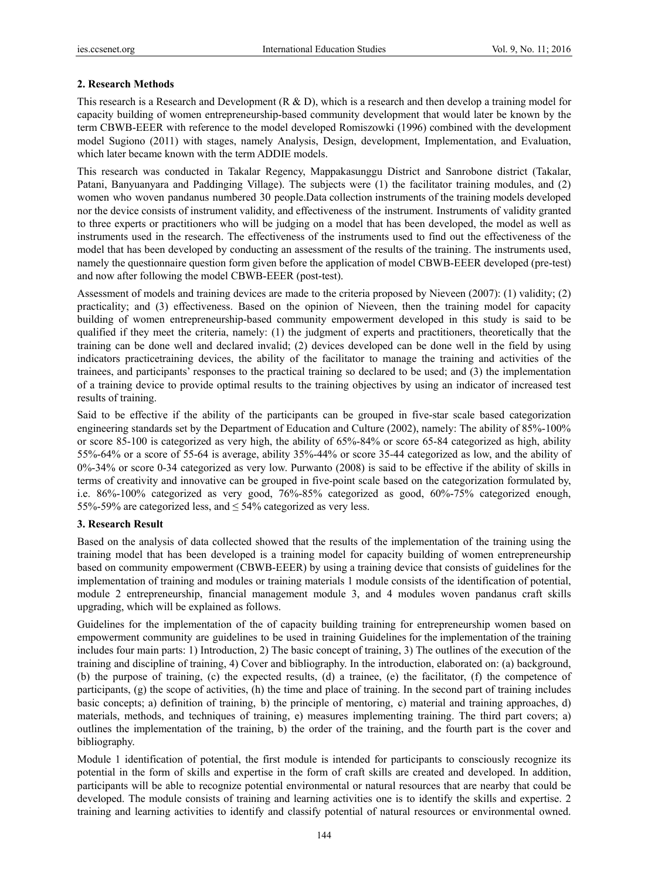## 2. Research Methods

This research is a Research and Development (R & D), which is a research and then develop a training model for capacity building of women entrepreneurship-based community development that would later be known by the term CBWB-EEER with reference to the model developed Romiszowki (1996) combined with the development model Sugiono (2011) with stages, namely Analysis, Design, development, Implementation, and Evaluation, which later became known with the term ADDIE models.

This research was conducted in Takalar Regency, Mappakasunggu District and Sanrobone district (Takalar, Patani, Banyuanyara and Paddinging Village). The subjects were (1) the facilitator training modules, and (2) women who woven pandanus numbered 30 people.Data collection instruments of the training models developed nor the device consists of instrument validity, and effectiveness of the instrument. Instruments of validity granted to three experts or practitioners who will be judging on a model that has been developed, the model as well as instruments used in the research. The effectiveness of the instruments used to find out the effectiveness of the model that has been developed by conducting an assessment of the results of the training. The instruments used, namely the questionnaire question form given before the application of model CBWB-EEER developed (pre-test) and now after following the model CBWB-EEER (post-test).

Assessment of models and training devices are made to the criteria proposed by Nieveen (2007): (1) validity; (2) practicality; and (3) effectiveness. Based on the opinion of Nieveen, then the training model for capacity building of women entrepreneurship-based community empowerment developed in this study is said to be qualified if they meet the criteria, namely: (1) the judgment of experts and practitioners, theoretically that the training can be done well and declared invalid; (2) devices developed can be done well in the field by using indicators practicetraining devices, the ability of the facilitator to manage the training and activities of the trainees, and participants' responses to the practical training so declared to be used; and (3) the implementation of a training device to provide optimal results to the training objectives by using an indicator of increased test results of training.

Said to be effective if the ability of the participants can be grouped in five-star scale based categorization engineering standards set by the Department of Education and Culture (2002), namely: The ability of 85%-100% or score 85-100 is categorized as very high, the ability of 65%-84% or score 65-84 categorized as high, ability 55%-64% or a score of 55-64 is average, ability 35%-44% or score 35-44 categorized as low, and the ability of 0%-34% or score 0-34 categorized as very low. Purwanto (2008) is said to be effective if the ability of skills in terms of creativity and innovative can be grouped in five-point scale based on the categorization formulated by, i.e. 86%-100% categorized as very good, 76%-85% categorized as good, 60%-75% categorized enough, 55%-59% are categorized less, and ≤ 54% categorized as very less.

## 3. Research Result

Based on the analysis of data collected showed that the results of the implementation of the training using the training model that has been developed is a training model for capacity building of women entrepreneurship based on community empowerment (CBWB-EEER) by using a training device that consists of guidelines for the implementation of training and modules or training materials 1 module consists of the identification of potential, module 2 entrepreneurship, financial management module 3, and 4 modules woven pandanus craft skills upgrading, which will be explained as follows.

Guidelines for the implementation of the of capacity building training for entrepreneurship women based on empowerment community are guidelines to be used in training Guidelines for the implementation of the training includes four main parts: 1) Introduction, 2) The basic concept of training, 3) The outlines of the execution of the training and discipline of training, 4) Cover and bibliography. In the introduction, elaborated on: (a) background, (b) the purpose of training, (c) the expected results, (d) a trainee, (e) the facilitator, (f) the competence of participants, (g) the scope of activities, (h) the time and place of training. In the second part of training includes basic concepts; a) definition of training, b) the principle of mentoring, c) material and training approaches, d) materials, methods, and techniques of training, e) measures implementing training. The third part covers; a) outlines the implementation of the training, b) the order of the training, and the fourth part is the cover and bibliography.

Module 1 identification of potential, the first module is intended for participants to consciously recognize its potential in the form of skills and expertise in the form of craft skills are created and developed. In addition, participants will be able to recognize potential environmental or natural resources that are nearby that could be developed. The module consists of training and learning activities one is to identify the skills and expertise. 2 training and learning activities to identify and classify potential of natural resources or environmental owned.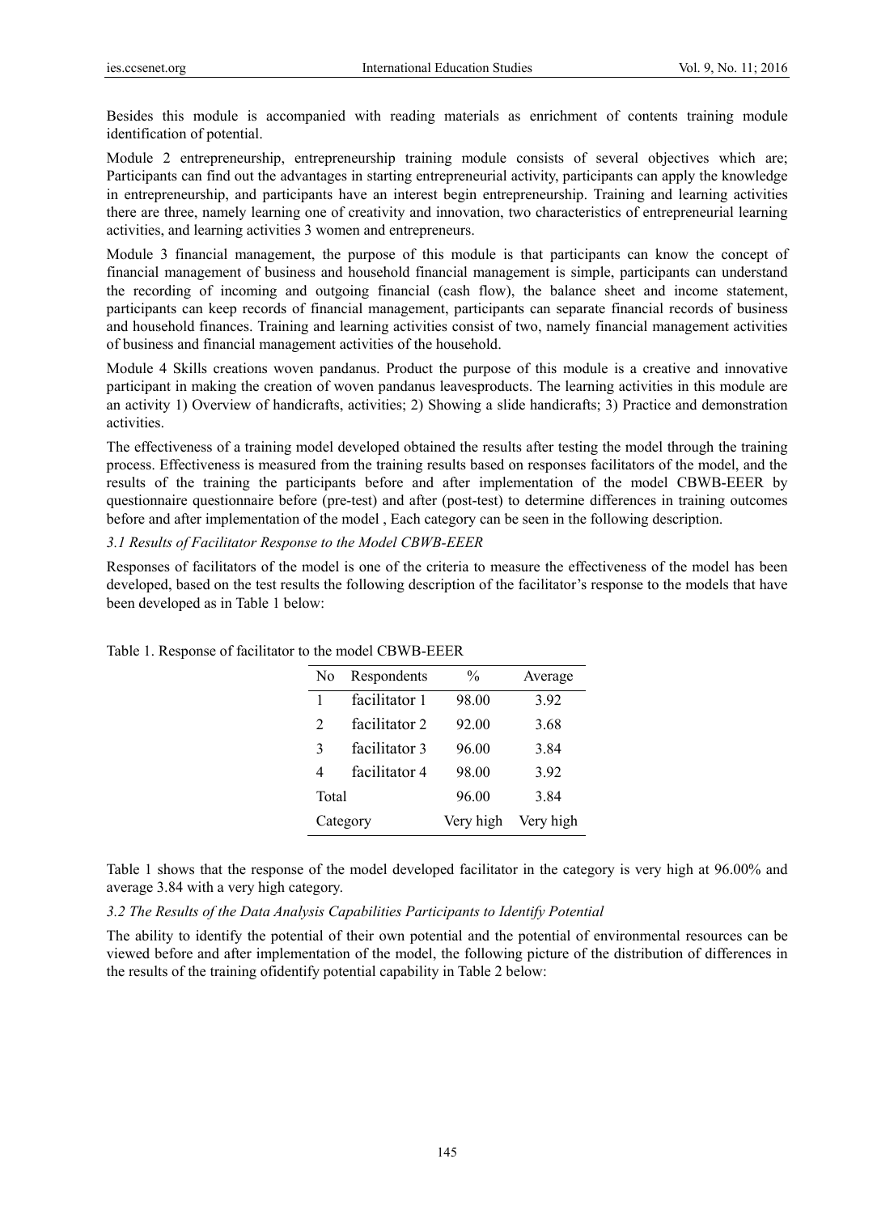Besides this module is accompanied with reading materials as enrichment of contents training module identification of potential.

Module 2 entrepreneurship, entrepreneurship training module consists of several objectives which are; Participants can find out the advantages in starting entrepreneurial activity, participants can apply the knowledge in entrepreneurship, and participants have an interest begin entrepreneurship. Training and learning activities there are three, namely learning one of creativity and innovation, two characteristics of entrepreneurial learning activities, and learning activities 3 women and entrepreneurs.

Module 3 financial management, the purpose of this module is that participants can know the concept of financial management of business and household financial management is simple, participants can understand the recording of incoming and outgoing financial (cash flow), the balance sheet and income statement, participants can keep records of financial management, participants can separate financial records of business and household finances. Training and learning activities consist of two, namely financial management activities of business and financial management activities of the household.

Module 4 Skills creations woven pandanus. Product the purpose of this module is a creative and innovative participant in making the creation of woven pandanus leavesproducts. The learning activities in this module are an activity 1) Overview of handicrafts, activities; 2) Showing a slide handicrafts; 3) Practice and demonstration activities.

The effectiveness of a training model developed obtained the results after testing the model through the training process. Effectiveness is measured from the training results based on responses facilitators of the model, and the results of the training the participants before and after implementation of the model CBWB-EEER by questionnaire questionnaire before (pre-test) and after (post-test) to determine differences in training outcomes before and after implementation of the model , Each category can be seen in the following description.

### *3.1 Results of Facilitator Response to the Model CBWB-EEER*

Responses of facilitators of the model is one of the criteria to measure the effectiveness of the model has been developed, based on the test results the following description of the facilitator's response to the models that have been developed as in Table 1 below:

Table 1. Response of facilitator to the model CBWB-EEER

| No | Respondents | % | Average |
|---|---|---|---|
| 1 | facilitator 1 | 98.00 | 3.92 |
| 2 | facilitator 2 | 92.00 | 3.68 |
| 3 | facilitator 3 | 96.00 | 3.84 |
| 4 | facilitator 4 | 98.00 | 3.92 |
| Total | | 96.00 | 3.84 |
| Category | | Very high | Very high |

Table 1 shows that the response of the model developed facilitator in the category is very high at 96.00% and average 3.84 with a very high category.

### *3.2 The Results of the Data Analysis Capabilities Participants to Identify Potential*

The ability to identify the potential of their own potential and the potential of environmental resources can be viewed before and after implementation of the model, the following picture of the distribution of differences in the results of the training ofidentify potential capability in Table 2 below: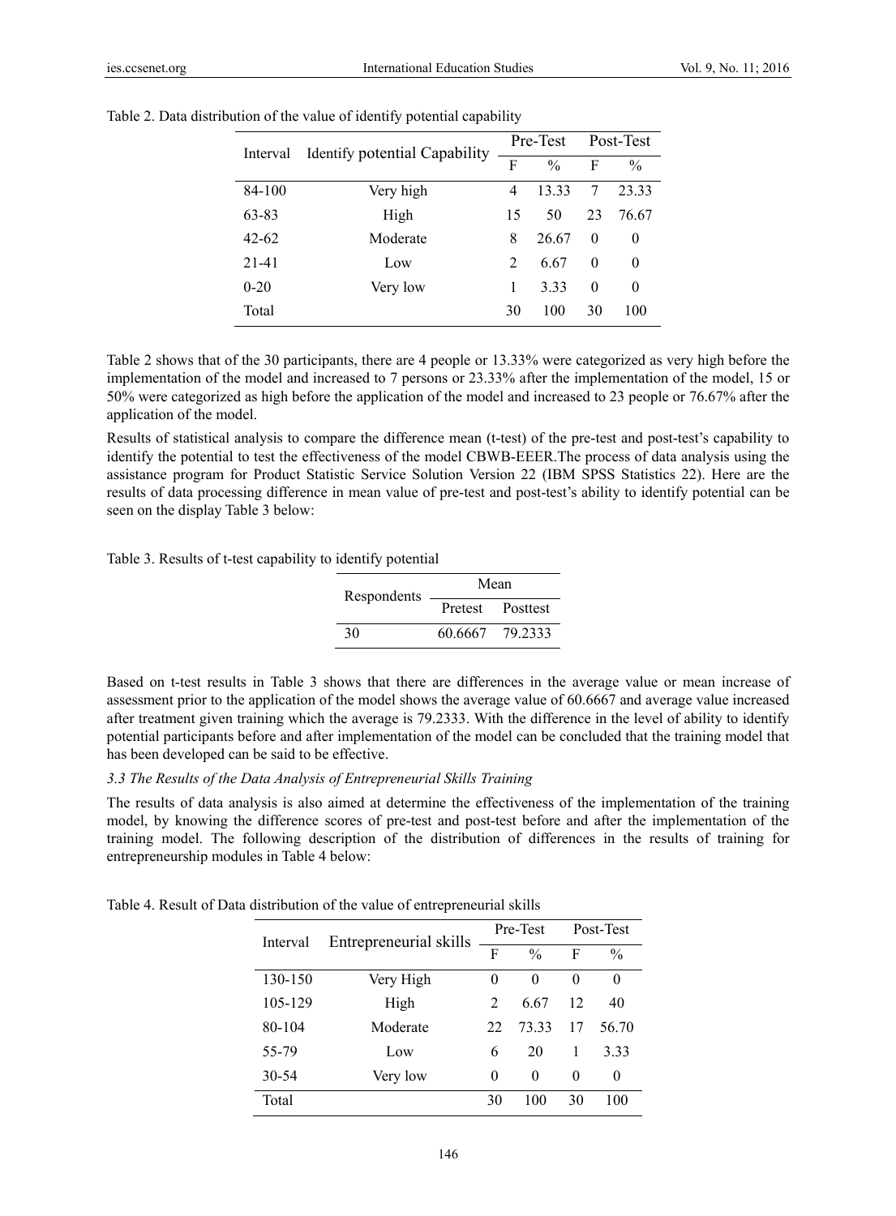Table 2. Data distribution of the value of identify potential capability

| Interval | Identify potential Capability | Pre-Test | | Post-Test | |
|---|---|---|---|---|---|
| | | F | % | F | % |
| 84-100 | Very high | 4 | 13.33 | 7 | 23.33 |
| 63-83 | High | 15 | 50 | 23 | 76.67 |
| 42-62 | Moderate | 8 | 26.67 | 0 | 0 |
| 21-41 | Low | 2 | 6.67 | 0 | 0 |
| 0-20 | Very low | 1 | 3.33 | 0 | 0 |
| Total | | 30 | 100 | 30 | 100 |

Table 2 shows that of the 30 participants, there are 4 people or 13.33% were categorized as very high before the implementation of the model and increased to 7 persons or 23.33% after the implementation of the model, 15 or 50% were categorized as high before the application of the model and increased to 23 people or 76.67% after the application of the model.

Results of statistical analysis to compare the difference mean (t-test) of the pre-test and post-test's capability to identify the potential to test the effectiveness of the model CBWB-EEER.The process of data analysis using the assistance program for Product Statistic Service Solution Version 22 (IBM SPSS Statistics 22). Here are the results of data processing difference in mean value of pre-test and post-test's ability to identify potential can be seen on the display Table 3 below:

Table 3. Results of t-test capability to identify potential

| Respondents | Mean | |
|---|---|---|
| | Pretest | Posttest |
| 30 | 60.6667 | 79.2333 |

Based on t-test results in Table 3 shows that there are differences in the average value or mean increase of assessment prior to the application of the model shows the average value of 60.6667 and average value increased after treatment given training which the average is 79.2333. With the difference in the level of ability to identify potential participants before and after implementation of the model can be concluded that the training model that has been developed can be said to be effective.

### *3.3 The Results of the Data Analysis of Entrepreneurial Skills Training*

The results of data analysis is also aimed at determine the effectiveness of the implementation of the training model, by knowing the difference scores of pre-test and post-test before and after the implementation of the training model. The following description of the distribution of differences in the results of training for entrepreneurship modules in Table 4 below:

Table 4. Result of Data distribution of the value of entrepreneurial skills

| Interval | Entrepreneurial skills | Pre-Test | | Post-Test | |
|---|---|---|---|---|---|
| | | F | % | F | % |
| 130-150 | Very High | 0 | 0 | 0 | 0 |
| 105-129 | High | 2 | 6.67 | 12 | 40 |
| 80-104 | Moderate | 22 | 73.33 | 17 | 56.70 |
| 55-79 | Low | 6 | 20 | 1 | 3.33 |
| 30-54 | Very low | 0 | 0 | 0 | 0 |
| Total | | 30 | 100 | 30 | 100 |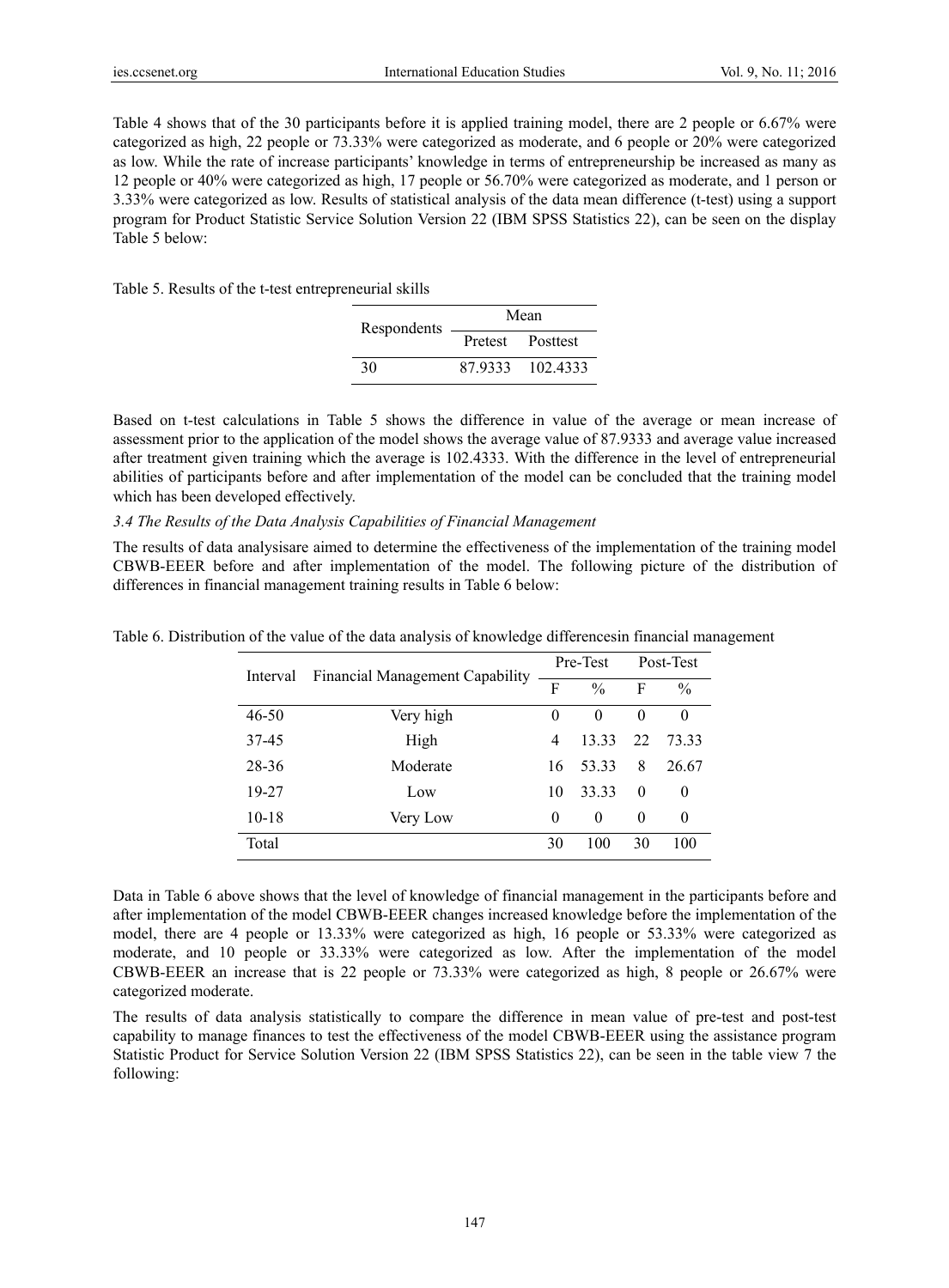Table 4 shows that of the 30 participants before it is applied training model, there are 2 people or 6.67% were categorized as high, 22 people or 73.33% were categorized as moderate, and 6 people or 20% were categorized as low. While the rate of increase participants' knowledge in terms of entrepreneurship be increased as many as 12 people or 40% were categorized as high, 17 people or 56.70% were categorized as moderate, and 1 person or 3.33% were categorized as low. Results of statistical analysis of the data mean difference (t-test) using a support program for Product Statistic Service Solution Version 22 (IBM SPSS Statistics 22), can be seen on the display Table 5 below:

Table 5. Results of the t-test entrepreneurial skills

| Respondents | Mean | |
|---|---|---|
| | Pretest | Posttest |
| 30 | 87.9333 | 102.4333 |

Based on t-test calculations in Table 5 shows the difference in value of the average or mean increase of assessment prior to the application of the model shows the average value of 87.9333 and average value increased after treatment given training which the average is 102.4333. With the difference in the level of entrepreneurial abilities of participants before and after implementation of the model can be concluded that the training model which has been developed effectively.

### *3.4 The Results of the Data Analysis Capabilities of Financial Management*

The results of data analysisare aimed to determine the effectiveness of the implementation of the training model CBWB-EEER before and after implementation of the model. The following picture of the distribution of differences in financial management training results in Table 6 below:

Table 6. Distribution of the value of the data analysis of knowledge differencesin financial management

| Interval | Financial Management Capability | Pre-Test | | Post-Test | |
|---|---|---|---|---|---|
| | | F | % | F | % |
| 46-50 | Very high | 0 | 0 | 0 | 0 |
| 37-45 | High | 4 | 13.33 | 22 | 73.33 |
| 28-36 | Moderate | 16 | 53.33 | 8 | 26.67 |
| 19-27 | Low | 10 | 33.33 | 0 | 0 |
| 10-18 | Very Low | 0 | 0 | 0 | 0 |
| Total | | 30 | 100 | 30 | 100 |

Data in Table 6 above shows that the level of knowledge of financial management in the participants before and after implementation of the model CBWB-EEER changes increased knowledge before the implementation of the model, there are 4 people or 13.33% were categorized as high, 16 people or 53.33% were categorized as moderate, and 10 people or 33.33% were categorized as low. After the implementation of the model CBWB-EEER an increase that is 22 people or 73.33% were categorized as high, 8 people or 26.67% were categorized moderate.

The results of data analysis statistically to compare the difference in mean value of pre-test and post-test capability to manage finances to test the effectiveness of the model CBWB-EEER using the assistance program Statistic Product for Service Solution Version 22 (IBM SPSS Statistics 22), can be seen in the table view 7 the following: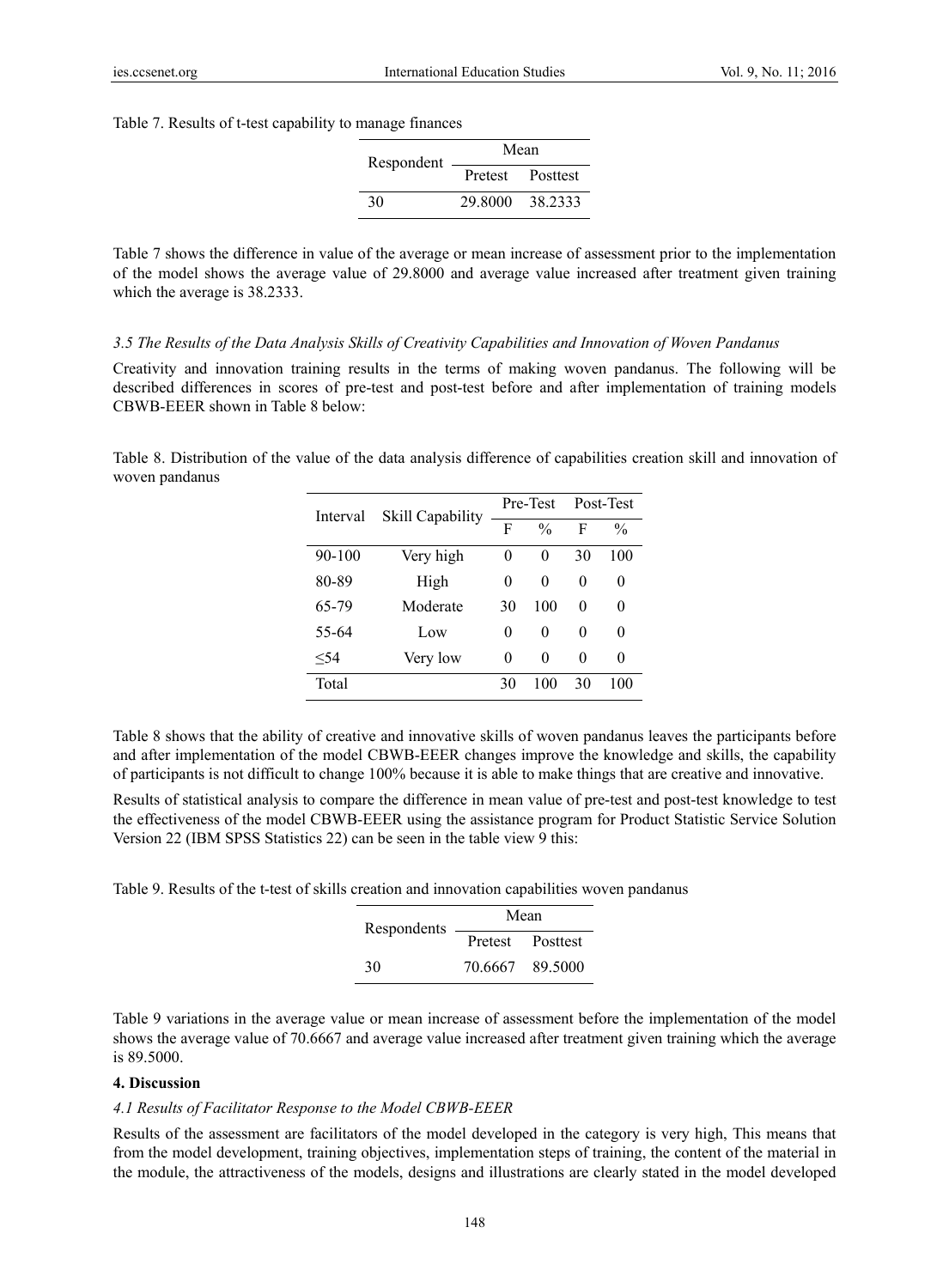Table 7. Results of t-test capability to manage finances

| Respondent | Mean | |
|---|---|---|
| | Pretest | Posttest |
| 30 | 29.8000 | 38.2333 |

Table 7 shows the difference in value of the average or mean increase of assessment prior to the implementation of the model shows the average value of 29.8000 and average value increased after treatment given training which the average is 38.2333.

### *3.5 The Results of the Data Analysis Skills of Creativity Capabilities and Innovation of Woven Pandanus*

Creativity and innovation training results in the terms of making woven pandanus. The following will be described differences in scores of pre-test and post-test before and after implementation of training models CBWB-EEER shown in Table 8 below:

Table 8. Distribution of the value of the data analysis difference of capabilities creation skill and innovation of woven pandanus

| Interval | Skill Capability | Pre-Test | | Post-Test | |
|---|---|---|---|---|---|
| | | F | % | F | % |
| 90-100 | Very high | 0 | 0 | 30 | 100 |
| 80-89 | High | 0 | 0 | 0 | 0 |
| 65-79 | Moderate | 30 | 100 | 0 | 0 |
| 55-64 | Low | 0 | 0 | 0 | 0 |
| ≤54 | Very low | 0 | 0 | 0 | 0 |
| Total | | 30 | 100 | 30 | 100 |

Table 8 shows that the ability of creative and innovative skills of woven pandanus leaves the participants before and after implementation of the model CBWB-EEER changes improve the knowledge and skills, the capability of participants is not difficult to change 100% because it is able to make things that are creative and innovative.

Results of statistical analysis to compare the difference in mean value of pre-test and post-test knowledge to test the effectiveness of the model CBWB-EEER using the assistance program for Product Statistic Service Solution Version 22 (IBM SPSS Statistics 22) can be seen in the table view 9 this:

Table 9. Results of the t-test of skills creation and innovation capabilities woven pandanus

| Respondents | Mean | |
|---|---|---|
| | Pretest | Posttest |
| 30 | 70.6667 | 89.5000 |

Table 9 variations in the average value or mean increase of assessment before the implementation of the model shows the average value of 70.6667 and average value increased after treatment given training which the average is 89.5000.

## 4. Discussion

### *4.1 Results of Facilitator Response to the Model CBWB-EEER*

Results of the assessment are facilitators of the model developed in the category is very high, This means that from the model development, training objectives, implementation steps of training, the content of the material in the module, the attractiveness of the models, designs and illustrations are clearly stated in the model developed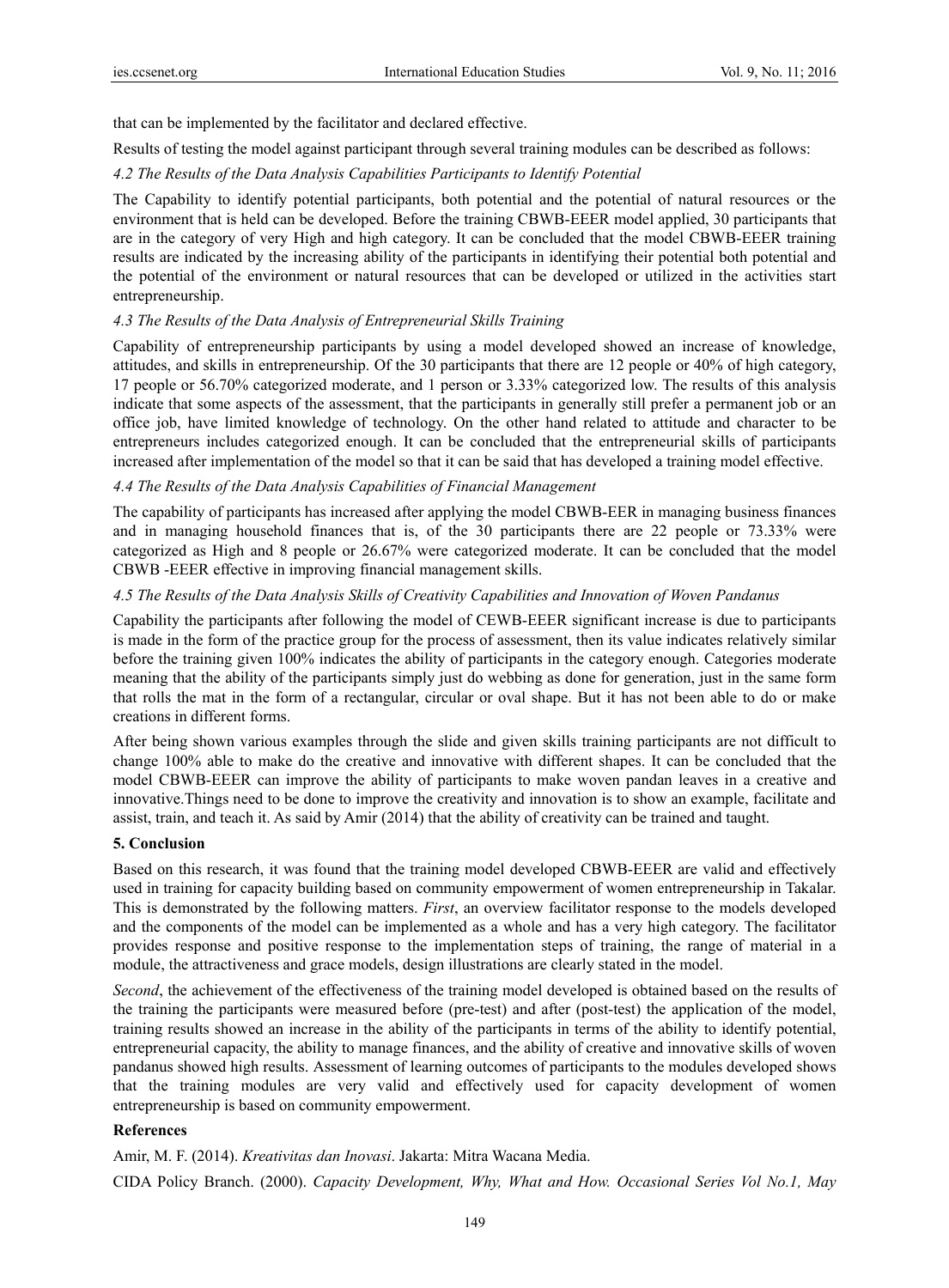that can be implemented by the facilitator and declared effective.

Results of testing the model against participant through several training modules can be described as follows:

### *4.2 The Results of the Data Analysis Capabilities Participants to Identify Potential*

The Capability to identify potential participants, both potential and the potential of natural resources or the environment that is held can be developed. Before the training CBWB-EEER model applied, 30 participants that are in the category of very High and high category. It can be concluded that the model CBWB-EEER training results are indicated by the increasing ability of the participants in identifying their potential both potential and the potential of the environment or natural resources that can be developed or utilized in the activities start entrepreneurship.

### *4.3 The Results of the Data Analysis of Entrepreneurial Skills Training*

Capability of entrepreneurship participants by using a model developed showed an increase of knowledge, attitudes, and skills in entrepreneurship. Of the 30 participants that there are 12 people or 40% of high category, 17 people or 56.70% categorized moderate, and 1 person or 3.33% categorized low. The results of this analysis indicate that some aspects of the assessment, that the participants in generally still prefer a permanent job or an office job, have limited knowledge of technology. On the other hand related to attitude and character to be entrepreneurs includes categorized enough. It can be concluded that the entrepreneurial skills of participants increased after implementation of the model so that it can be said that has developed a training model effective.

### *4.4 The Results of the Data Analysis Capabilities of Financial Management*

The capability of participants has increased after applying the model CBWB-EER in managing business finances and in managing household finances that is, of the 30 participants there are 22 people or 73.33% were categorized as High and 8 people or 26.67% were categorized moderate. It can be concluded that the model CBWB -EEER effective in improving financial management skills.

### *4.5 The Results of the Data Analysis Skills of Creativity Capabilities and Innovation of Woven Pandanus*

Capability the participants after following the model of CEWB-EEER significant increase is due to participants is made in the form of the practice group for the process of assessment, then its value indicates relatively similar before the training given 100% indicates the ability of participants in the category enough. Categories moderate meaning that the ability of the participants simply just do webbing as done for generation, just in the same form that rolls the mat in the form of a rectangular, circular or oval shape. But it has not been able to do or make creations in different forms.

After being shown various examples through the slide and given skills training participants are not difficult to change 100% able to make do the creative and innovative with different shapes. It can be concluded that the model CBWB-EEER can improve the ability of participants to make woven pandan leaves in a creative and innovative.Things need to be done to improve the creativity and innovation is to show an example, facilitate and assist, train, and teach it. As said by Amir (2014) that the ability of creativity can be trained and taught.

## 5. Conclusion

Based on this research, it was found that the training model developed CBWB-EEER are valid and effectively used in training for capacity building based on community empowerment of women entrepreneurship in Takalar. This is demonstrated by the following matters. *First*, an overview facilitator response to the models developed and the components of the model can be implemented as a whole and has a very high category. The facilitator provides response and positive response to the implementation steps of training, the range of material in a module, the attractiveness and grace models, design illustrations are clearly stated in the model.

*Second*, the achievement of the effectiveness of the training model developed is obtained based on the results of the training the participants were measured before (pre-test) and after (post-test) the application of the model, training results showed an increase in the ability of the participants in terms of the ability to identify potential, entrepreneurial capacity, the ability to manage finances, and the ability of creative and innovative skills of woven pandanus showed high results. Assessment of learning outcomes of participants to the modules developed shows that the training modules are very valid and effectively used for capacity development of women entrepreneurship is based on community empowerment.

## References

Amir, M. F. (2014). *Kreativitas dan Inovasi*. Jakarta: Mitra Wacana Media.

CIDA Policy Branch. (2000). *Capacity Development, Why, What and How. Occasional Series Vol No.1, May*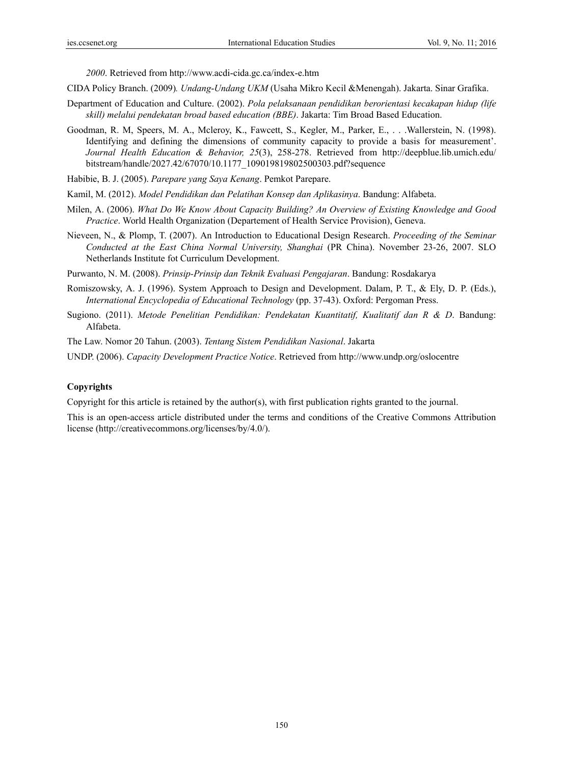*2000*. Retrieved from http://www.acdi-cida.gc.ca/index-e.htm

CIDA Policy Branch. (2009). *Undang-Undang UKM* (Usaha Mikro Kecil &Menengah). Jakarta. Sinar Grafika.

Department of Education and Culture. (2002). *Pola pelaksanaan pendidikan berorientasi kecakapan hidup (life skill) melalui pendekatan broad based education (BBE)*. Jakarta: Tim Broad Based Education.

Goodman, R. M, Speers, M. A., Mcleroy, K., Fawcett, S., Kegler, M., Parker, E., . . .Wallerstein, N. (1998). Identifying and defining the dimensions of community capacity to provide a basis for measurement'. *Journal Health Education & Behavior, 25*(3), 258-278. Retrieved from http://deepblue.lib.umich.edu/bitstream/handle/2027.42/67070/10.1177_109019819802500303.pdf?sequence

Habibie, B. J. (2005). *Parepare yang Saya Kenang*. Pemkot Parepare.

Kamil, M. (2012). *Model Pendidikan dan Pelatihan Konsep dan Aplikasinya*. Bandung: Alfabeta.

Milen, A. (2006). *What Do We Know About Capacity Building? An Overview of Existing Knowledge and Good Practice*. World Health Organization (Departement of Health Service Provision), Geneva.

Nieveen, N., & Plomp, T. (2007). An Introduction to Educational Design Research. *Proceeding of the Seminar Conducted at the East China Normal University, Shanghai* (PR China). November 23-26, 2007. SLO Netherlands Institute fot Curriculum Development.

Purwanto, N. M. (2008). *Prinsip-Prinsip dan Teknik Evaluasi Pengajaran*. Bandung: Rosdakarya

Romiszowsky, A. J. (1996). System Approach to Design and Development. Dalam, P. T., & Ely, D. P. (Eds.), *International Encyclopedia of Educational Technology* (pp. 37-43). Oxford: Pergoman Press.

Sugiono. (2011). *Metode Penelitian Pendidikan: Pendekatan Kuantitatif, Kualitatif dan R & D*. Bandung: Alfabeta.

The Law. Nomor 20 Tahun. (2003). *Tentang Sistem Pendidikan Nasional*. Jakarta

UNDP. (2006). *Capacity Development Practice Notice*. Retrieved from http://www.undp.org/oslocentre

## Copyrights

Copyright for this article is retained by the author(s), with first publication rights granted to the journal.

This is an open-access article distributed under the terms and conditions of the Creative Commons Attribution license (http://creativecommons.org/licenses/by/4.0/).